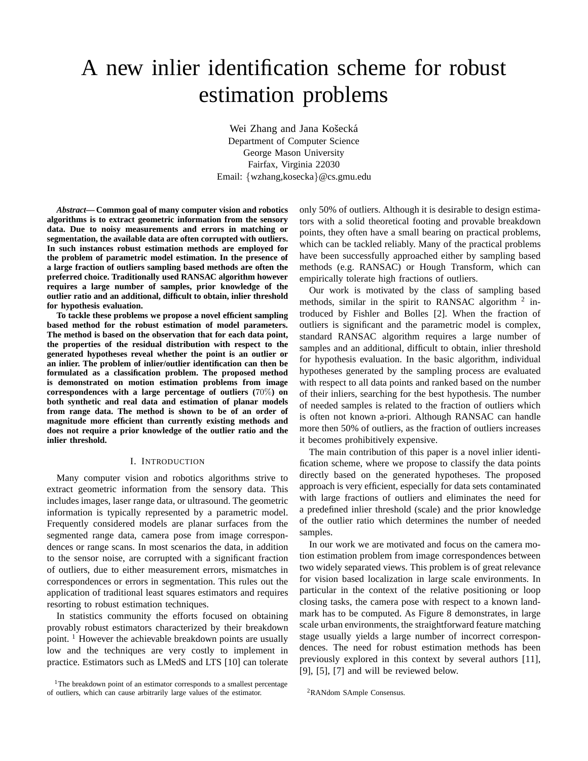# A new inlier identification scheme for robust estimation problems

Wei Zhang and Jana Košecká
Department of Computer Science
George Mason University
Fairfax, Virginia 22030
Email: {wzhang,kosecka}@cs.gmu.edu

***Abstract*— Common goal of many computer vision and robotics algorithms is to extract geometric information from the sensory data. Due to noisy measurements and errors in matching or segmentation, the available data are often corrupted with outliers. In such instances robust estimation methods are employed for the problem of parametric model estimation. In the presence of a large fraction of outliers sampling based methods are often the preferred choice. Traditionally used RANSAC algorithm however requires a large number of samples, prior knowledge of the outlier ratio and an additional, difficult to obtain, inlier threshold for hypothesis evaluation.**

**To tackle these problems we propose a novel efficient sampling based method for the robust estimation of model parameters. The method is based on the observation that for each data point, the properties of the residual distribution with respect to the generated hypotheses reveal whether the point is an outlier or an inlier. The problem of inlier/outlier identification can then be formulated as a classification problem. The proposed method is demonstrated on motion estimation problems from image correspondences with a large percentage of outliers ($70\%$) on both synthetic and real data and estimation of planar models from range data. The method is shown to be of an order of magnitude more efficient than currently existing methods and does not require a prior knowledge of the outlier ratio and the inlier threshold.**

## I. Introduction

Many computer vision and robotics algorithms strive to extract geometric information from the sensory data. This includes images, laser range data, or ultrasound. The geometric information is typically represented by a parametric model. Frequently considered models are planar surfaces from the segmented range data, camera pose from image correspondences or range scans. In most scenarios the data, in addition to the sensor noise, are corrupted with a significant fraction of outliers, due to either measurement errors, mismatches in correspondences or errors in segmentation. This rules out the application of traditional least squares estimators and requires resorting to robust estimation techniques.

In statistics community the efforts focused on obtaining provably robust estimators characterized by their breakdown point. [1] However the achievable breakdown points are usually low and the techniques are very costly to implement in practice. Estimators such as LMedS and LTS [10] can tolerate only 50% of outliers. Although it is desirable to design estimators with a solid theoretical footing and provable breakdown points, they often have a small bearing on practical problems, which can be tackled reliably. Many of the practical problems have been successfully approached either by sampling based methods (e.g. RANSAC) or Hough Transform, which can empirically tolerate high fractions of outliers.

Our work is motivated by the class of sampling based methods, similar in the spirit to RANSAC algorithm [2] introduced by Fishler and Bolles [2]. When the fraction of outliers is significant and the parametric model is complex, standard RANSAC algorithm requires a large number of samples and an additional, difficult to obtain, inlier threshold for hypothesis evaluation. In the basic algorithm, individual hypotheses generated by the sampling process are evaluated with respect to all data points and ranked based on the number of their inliers, searching for the best hypothesis. The number of needed samples is related to the fraction of outliers which is often not known a-priori. Although RANSAC can handle more then 50% of outliers, as the fraction of outliers increases it becomes prohibitively expensive.

The main contribution of this paper is a novel inlier identification scheme, where we propose to classify the data points directly based on the generated hypotheses. The proposed approach is very efficient, especially for data sets contaminated with large fractions of outliers and eliminates the need for a predefined inlier threshold (scale) and the prior knowledge of the outlier ratio which determines the number of needed samples.

In our work we are motivated and focus on the camera motion estimation problem from image correspondences between two widely separated views. This problem is of great relevance for vision based localization in large scale environments. In particular in the context of the relative positioning or loop closing tasks, the camera pose with respect to a known landmark has to be computed. As Figure 8 demonstrates, in large scale urban environments, the straightforward feature matching stage usually yields a large number of incorrect correspondences. The need for robust estimation methods has been previously explored in this context by several authors [11], [9], [5], [7] and will be reviewed below.

[1] The breakdown point of an estimator corresponds to a smallest percentage of outliers, which can cause arbitrarily large values of the estimator.

[2] RANdom SAmple Consensus.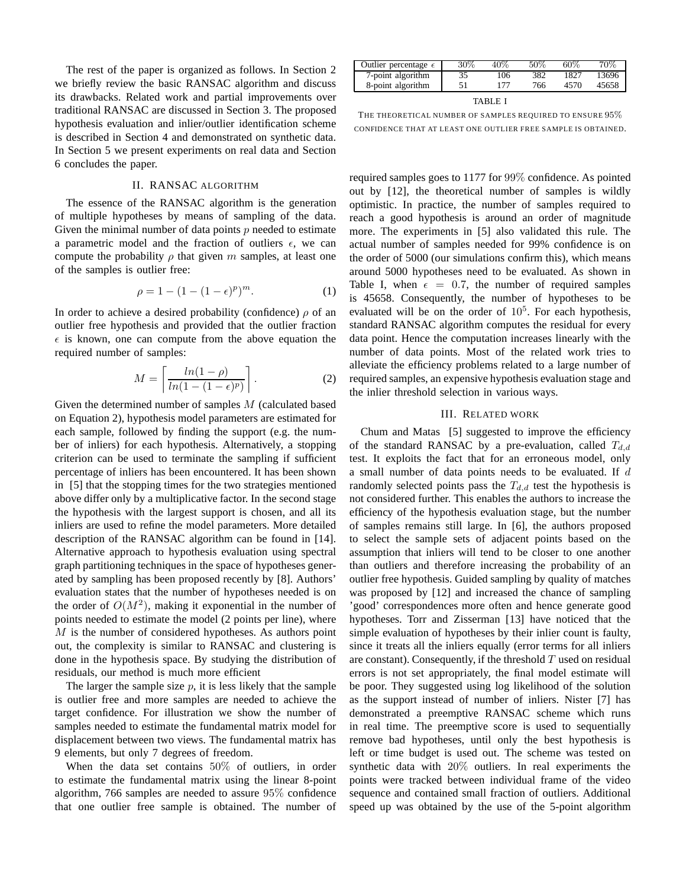The rest of the paper is organized as follows. In Section 2 we briefly review the basic RANSAC algorithm and discuss its drawbacks. Related work and partial improvements over traditional RANSAC are discussed in Section 3. The proposed hypothesis evaluation and inlier/outlier identification scheme is described in Section 4 and demonstrated on synthetic data. In Section 5 we present experiments on real data and Section 6 concludes the paper.

## II. RANSAC ALGORITHM

The essence of the RANSAC algorithm is the generation of multiple hypotheses by means of sampling of the data. Given the minimal number of data points $p$ needed to estimate a parametric model and the fraction of outliers $\epsilon$, we can compute the probability $\rho$ that given $m$ samples, at least one of the samples is outlier free:

$$\rho = 1 - (1 - (1 - \epsilon)^p)^m. \tag{1}$$

In order to achieve a desired probability (confidence) $\rho$ of an outlier free hypothesis and provided that the outlier fraction $\epsilon$ is known, one can compute from the above equation the required number of samples:

$$M = \left\lceil \frac{ln(1-\rho)}{ln(1-(1-\epsilon)^p)} \right\rceil. \tag{2}$$

Given the determined number of samples $M$ (calculated based on Equation 2), hypothesis model parameters are estimated for each sample, followed by finding the support (e.g. the number of inliers) for each hypothesis. Alternatively, a stopping criterion can be used to terminate the sampling if sufficient percentage of inliers has been encountered. It has been shown in [5] that the stopping times for the two strategies mentioned above differ only by a multiplicative factor. In the second stage the hypothesis with the largest support is chosen, and all its inliers are used to refine the model parameters. More detailed description of the RANSAC algorithm can be found in [14]. Alternative approach to hypothesis evaluation using spectral graph partitioning techniques in the space of hypotheses generated by sampling has been proposed recently by [8]. Authors' evaluation states that the number of hypotheses needed is on the order of $O(M^2)$, making it exponential in the number of points needed to estimate the model (2 points per line), where $M$ is the number of considered hypotheses. As authors point out, the complexity is similar to RANSAC and clustering is done in the hypothesis space. By studying the distribution of residuals, our method is much more efficient

The larger the sample size $p$, it is less likely that the sample is outlier free and more samples are needed to achieve the target confidence. For illustration we show the number of samples needed to estimate the fundamental matrix model for displacement between two views. The fundamental matrix has 9 elements, but only 7 degrees of freedom.

When the data set contains $50\%$ of outliers, in order to estimate the fundamental matrix using the linear 8-point algorithm, 766 samples are needed to assure $95\%$ confidence that one outlier free sample is obtained. The number of required samples goes to 1177 for $99\%$ confidence. As pointed out by [12], the theoretical number of samples is wildly optimistic. In practice, the number of samples required to reach a good hypothesis is around an order of magnitude more. The experiments in [5] also validated this rule. The actual number of samples needed for 99% confidence is on the order of 5000 (our simulations confirm this), which means around 5000 hypotheses need to be evaluated. As shown in Table I, when $\epsilon = 0.7$, the number of required samples is 45658. Consequently, the number of hypotheses to be evaluated will be on the order of $10^5$. For each hypothesis, standard RANSAC algorithm computes the residual for every data point. Hence the computation increases linearly with the number of data points. Most of the related work tries to alleviate the efficiency problems related to a large number of required samples, an expensive hypothesis evaluation stage and the inlier threshold selection in various ways.

| Outlier percentage $\epsilon$ | $30\%$ | $40\%$ | $50\%$ | $60\%$ | $70\%$ |
|---|---|---|---|---|---|
| 7-point algorithm | 35 | 106 | 382 | 1827 | 13696 |
| 8-point algorithm | 51 | 177 | 766 | 4570 | 45658 |

TABLE I

THE THEORETICAL NUMBER OF SAMPLES REQUIRED TO ENSURE $95\%$ CONFIDENCE THAT AT LEAST ONE OUTLIER FREE SAMPLE IS OBTAINED.

## III. RELATED WORK

Chum and Matas [5] suggested to improve the efficiency of the standard RANSAC by a pre-evaluation, called $T_{d,d}$ test. It exploits the fact that for an erroneous model, only a small number of data points needs to be evaluated. If $d$ randomly selected points pass the $T_{d,d}$ test the hypothesis is not considered further. This enables the authors to increase the efficiency of the hypothesis evaluation stage, but the number of samples remains still large. In [6], the authors proposed to select the sample sets of adjacent points based on the assumption that inliers will tend to be closer to one another than outliers and therefore increasing the probability of an outlier free hypothesis. Guided sampling by quality of matches was proposed by [12] and increased the chance of sampling 'good' correspondences more often and hence generate good hypotheses. Torr and Zisserman [13] have noticed that the simple evaluation of hypotheses by their inlier count is faulty, since it treats all the inliers equally (error terms for all inliers are constant). Consequently, if the threshold $T$ used on residual errors is not set appropriately, the final model estimate will be poor. They suggested using log likelihood of the solution as the support instead of number of inliers. Nister [7] has demonstrated a preemptive RANSAC scheme which runs in real time. The preemptive score is used to sequentially remove bad hypotheses, until only the best hypothesis is left or time budget is used out. The scheme was tested on synthetic data with $20\%$ outliers. In real experiments the points were tracked between individual frame of the video sequence and contained small fraction of outliers. Additional speed up was obtained by the use of the 5-point algorithm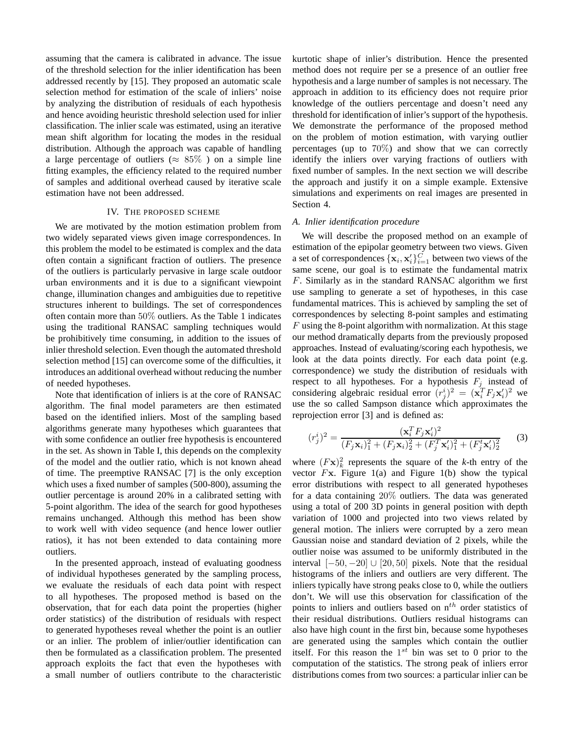assuming that the camera is calibrated in advance. The issue of the threshold selection for the inlier identification has been addressed recently by [15]. They proposed an automatic scale selection method for estimation of the scale of inliers' noise by analyzing the distribution of residuals of each hypothesis and hence avoiding heuristic threshold selection used for inlier classification. The inlier scale was estimated, using an iterative mean shift algorithm for locating the modes in the residual distribution. Although the approach was capable of handling a large percentage of outliers ($\approx 85\%$ ) on a simple line fitting examples, the efficiency related to the required number of samples and additional overhead caused by iterative scale estimation have not been addressed.

## IV. The proposed scheme

We are motivated by the motion estimation problem from two widely separated views given image correspondences. In this problem the model to be estimated is complex and the data often contain a significant fraction of outliers. The presence of the outliers is particularly pervasive in large scale outdoor urban environments and it is due to a significant viewpoint change, illumination changes and ambiguities due to repetitive structures inherent to buildings. The set of correspondences often contain more than $50\%$ outliers. As the Table 1 indicates using the traditional RANSAC sampling techniques would be prohibitively time consuming, in addition to the issues of inlier threshold selection. Even though the automated threshold selection method [15] can overcome some of the difficulties, it introduces an additional overhead without reducing the number of needed hypotheses.

Note that identification of inliers is at the core of RANSAC algorithm. The final model parameters are then estimated based on the identified inliers. Most of the sampling based algorithms generate many hypotheses which guarantees that with some confidence an outlier free hypothesis is encountered in the set. As shown in Table I, this depends on the complexity of the model and the outlier ratio, which is not known ahead of time. The preemptive RANSAC [7] is the only exception which uses a fixed number of samples (500-800), assuming the outlier percentage is around 20% in a calibrated setting with 5-point algorithm. The idea of the search for good hypotheses remains unchanged. Although this method has been show to work well with video sequence (and hence lower outlier ratios), it has not been extended to data containing more outliers.

In the presented approach, instead of evaluating goodness of individual hypotheses generated by the sampling process, we evaluate the residuals of each data point with respect to all hypotheses. The proposed method is based on the observation, that for each data point the properties (higher order statistics) of the distribution of residuals with respect to generated hypotheses reveal whether the point is an outlier or an inlier. The problem of inlier/outlier identification can then be formulated as a classification problem. The presented approach exploits the fact that even the hypotheses with a small number of outliers contribute to the characteristic kurtotic shape of inlier's distribution. Hence the presented method does not require per se a presence of an outlier free hypothesis and a large number of samples is not necessary. The approach in addition to its efficiency does not require prior knowledge of the outliers percentage and doesn't need any threshold for identification of inlier's support of the hypothesis. We demonstrate the performance of the proposed method on the problem of motion estimation, with varying outlier percentages (up to $70\%$) and show that we can correctly identify the inliers over varying fractions of outliers with fixed number of samples. In the next section we will describe the approach and justify it on a simple example. Extensive simulations and experiments on real images are presented in Section 4.

### A. Inlier identification procedure

We will describe the proposed method on an example of estimation of the epipolar geometry between two views. Given a set of correspondences $\{\mathbf{x}_i, \mathbf{x}'_i\}_{i=1}^{C}$ between two views of the same scene, our goal is to estimate the fundamental matrix $F$. Similarly as in the standard RANSAC algorithm we first use sampling to generate a set of hypotheses, in this case fundamental matrices. This is achieved by sampling the set of correspondences by selecting 8-point samples and estimating $F$ using the 8-point algorithm with normalization. At this stage our method dramatically departs from the previously proposed approaches. Instead of evaluating/scoring each hypothesis, we look at the data points directly. For each data point (e.g. correspondence) we study the distribution of residuals with respect to all hypotheses. For a hypothesis $F_j$ instead of considering algebraic residual error $(r_j^i)^2 = (\mathbf{x}_i^T F_j \mathbf{x}'_i)^2$ we use the so called Sampson distance which approximates the reprojection error [3] and is defined as:

$$(r_j^i)^2 = \frac{(\mathbf{x}_i^T F_j \mathbf{x}'_i)^2}{(F_j \mathbf{x}_i)_1^2 + (F_j \mathbf{x}_i)_2^2 + (F_j^T \mathbf{x}'_i)_1^2 + (F_j^t \mathbf{x}'_i)_2^2} \quad (3)$$

where $(F\mathbf{x})_k^2$ represents the square of the $k$-th entry of the vector $F\mathbf{x}$. Figure 1(a) and Figure 1(b) show the typical error distributions with respect to all generated hypotheses for a data containing $20\%$ outliers. The data was generated using a total of 200 3D points in general position with depth variation of 1000 and projected into two views related by general motion. The inliers were corrupted by a zero mean Gaussian noise and standard deviation of 2 pixels, while the outlier noise was assumed to be uniformly distributed in the interval $[-50, -20] \cup [20, 50]$ pixels. Note that the residual histograms of the inliers and outliers are very different. The inliers typically have strong peaks close to 0, while the outliers don't. We will use this observation for classification of the points to inliers and outliers based on n$^{th}$ order statistics of their residual distributions. Outliers residual histograms can also have high count in the first bin, because some hypotheses are generated using the samples which contain the outlier itself. For this reason the 1$^{st}$ bin was set to 0 prior to the computation of the statistics. The strong peak of inliers error distributions comes from two sources: a particular inlier can be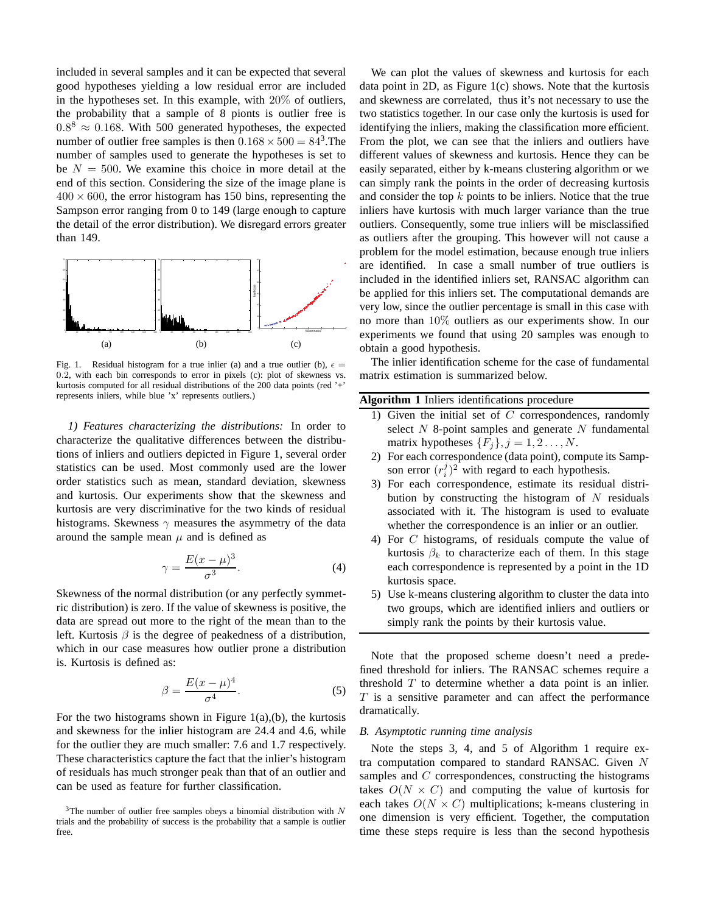included in several samples and it can be expected that several good hypotheses yielding a low residual error are included in the hypotheses set. In this example, with $20\%$ of outliers, the probability that a sample of 8 pionts is outlier free is $0.8^8 \approx 0.168$. With 500 generated hypotheses, the expected number of outlier free samples is then $0.168 \times 500 = 84$[3].The number of samples used to generate the hypotheses is set to be $N = 500$. We examine this choice in more detail at the end of this section. Considering the size of the image plane is $400 \times 600$, the error histogram has 150 bins, representing the Sampson error ranging from 0 to 149 (large enough to capture the detail of the error distribution). We disregard errors greater than 149.

(a) (b) (c)

Fig. 1. Residual histogram for a true inlier (a) and a true outlier (b), $\epsilon = 0.2$, with each bin corresponds to error in pixels (c): plot of skewness vs. kurtosis computed for all residual distributions of the 200 data points (red '+' represents inliers, while blue 'x' represents outliers.)

*1) Features characterizing the distributions:* In order to characterize the qualitative differences between the distributions of inliers and outliers depicted in Figure 1, several order statistics can be used. Most commonly used are the lower order statistics such as mean, standard deviation, skewness and kurtosis. Our experiments show that the skewness and kurtosis are very discriminative for the two kinds of residual histograms. Skewness $\gamma$ measures the asymmetry of the data around the sample mean $\mu$ and is defined as

$$\gamma = \frac{E(x-\mu)^3}{\sigma^3}. \tag{4}$$

Skewness of the normal distribution (or any perfectly symmetric distribution) is zero. If the value of skewness is positive, the data are spread out more to the right of the mean than to the left. Kurtosis $\beta$ is the degree of peakedness of a distribution, which in our case measures how outlier prone a distribution is. Kurtosis is defined as:

$$\beta = \frac{E(x-\mu)^4}{\sigma^4}. \tag{5}$$

For the two histograms shown in Figure 1(a),(b), the kurtosis and skewness for the inlier histogram are 24.4 and 4.6, while for the outlier they are much smaller: 7.6 and 1.7 respectively. These characteristics capture the fact that the inlier's histogram of residuals has much stronger peak than that of an outlier and can be used as feature for further classification.

[3]The number of outlier free samples obeys a binomial distribution with $N$ trials and the probability of success is the probability that a sample is outlier free.

We can plot the values of skewness and kurtosis for each data point in 2D, as Figure 1(c) shows. Note that the kurtosis and skewness are correlated, thus it's not necessary to use the two statistics together. In our case only the kurtosis is used for identifying the inliers, making the classification more efficient. From the plot, we can see that the inliers and outliers have different values of skewness and kurtosis. Hence they can be easily separated, either by k-means clustering algorithm or we can simply rank the points in the order of decreasing kurtosis and consider the top $k$ points to be inliers. Notice that the true inliers have kurtosis with much larger variance than the true outliers. Consequently, some true inliers will be misclassified as outliers after the grouping. This however will not cause a problem for the model estimation, because enough true inliers are identified. In case a small number of true outliers is included in the identified inliers set, RANSAC algorithm can be applied for this inliers set. The computational demands are very low, since the outlier percentage is small in this case with no more than $10\%$ outliers as our experiments show. In our experiments we found that using 20 samples was enough to obtain a good hypothesis.

The inlier identification scheme for the case of fundamental matrix estimation is summarized below.

**Algorithm 1** Inliers identifications procedure

1) Given the initial set of $C$ correspondences, randomly select $N$ 8-point samples and generate $N$ fundamental matrix hypotheses $\{F_j\}, j = 1, 2 \ldots, N$.
2) For each correspondence (data point), compute its Sampson error $(r_i^j)^2$ with regard to each hypothesis.
3) For each correspondence, estimate its residual distribution by constructing the histogram of $N$ residuals associated with it. The histogram is used to evaluate whether the correspondence is an inlier or an outlier.
4) For $C$ histograms, of residuals compute the value of kurtosis $\beta_k$ to characterize each of them. In this stage each correspondence is represented by a point in the 1D kurtosis space.
5) Use k-means clustering algorithm to cluster the data into two groups, which are identified inliers and outliers or simply rank the points by their kurtosis value.

Note that the proposed scheme doesn't need a predefined threshold for inliers. The RANSAC schemes require a threshold $T$ to determine whether a data point is an inlier. $T$ is a sensitive parameter and can affect the performance dramatically.

### *B. Asymptotic running time analysis*

Note the steps 3, 4, and 5 of Algorithm 1 require extra computation compared to standard RANSAC. Given $N$ samples and $C$ correspondences, constructing the histograms takes $O(N \times C)$ and computing the value of kurtosis for each takes $O(N \times C)$ multiplications; k-means clustering in one dimension is very efficient. Together, the computation time these steps require is less than the second hypothesis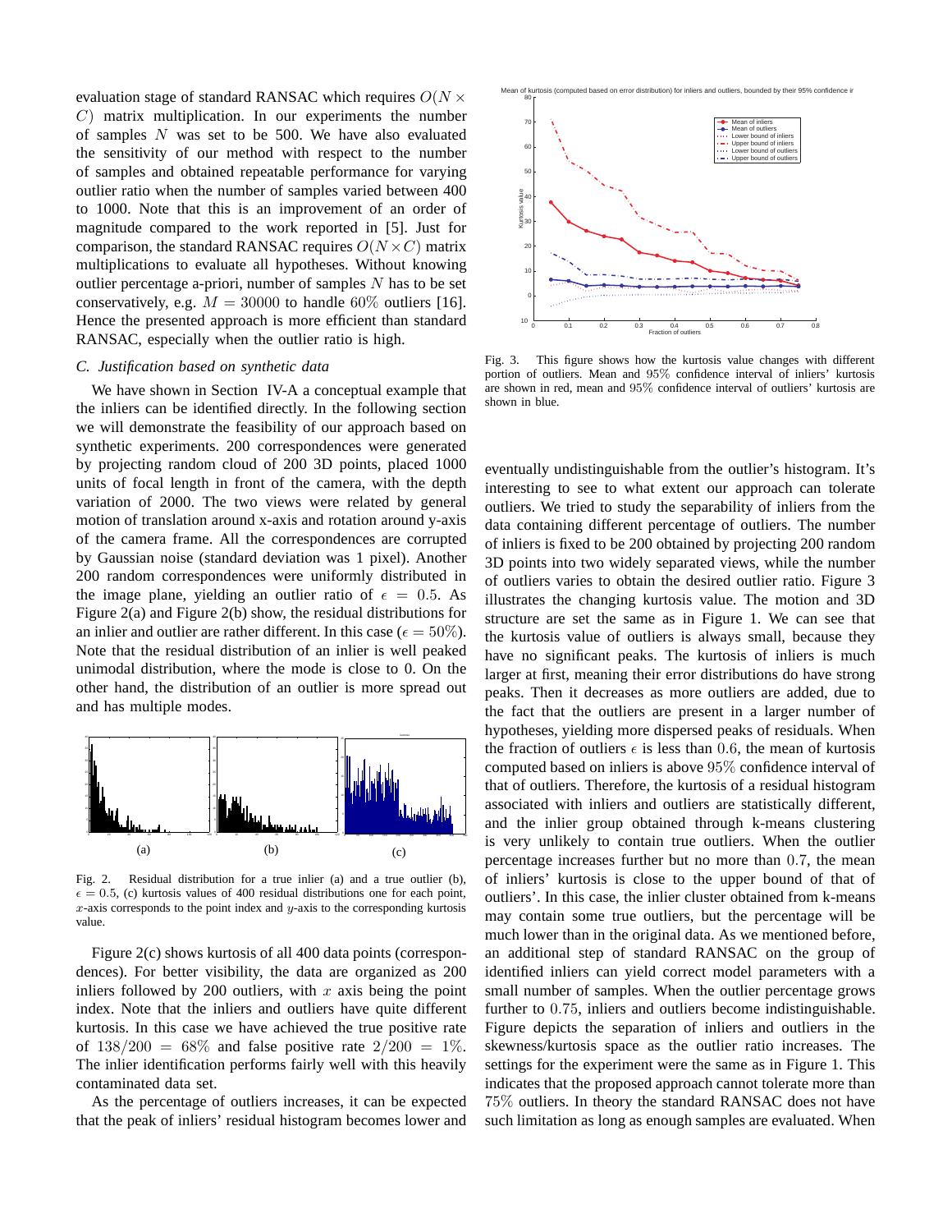evaluation stage of standard RANSAC which requires $O(N \times C)$ matrix multiplication. In our experiments the number of samples $N$ was set to be 500. We have also evaluated the sensitivity of our method with respect to the number of samples and obtained repeatable performance for varying outlier ratio when the number of samples varied between 400 to 1000. Note that this is an improvement of an order of magnitude compared to the work reported in [5]. Just for comparison, the standard RANSAC requires $O(N \times C)$ matrix multiplications to evaluate all hypotheses. Without knowing outlier percentage a-priori, number of samples $N$ has to be set conservatively, e.g. $M = 30000$ to handle $60\%$ outliers [16]. Hence the presented approach is more efficient than standard RANSAC, especially when the outlier ratio is high.

### *C. Justification based on synthetic data*

We have shown in Section IV-A a conceptual example that the inliers can be identified directly. In the following section we will demonstrate the feasibility of our approach based on synthetic experiments. 200 correspondences were generated by projecting random cloud of 200 3D points, placed 1000 units of focal length in front of the camera, with the depth variation of 2000. The two views were related by general motion of translation around x-axis and rotation around y-axis of the camera frame. All the correspondences are corrupted by Gaussian noise (standard deviation was 1 pixel). Another 200 random correspondences were uniformly distributed in the image plane, yielding an outlier ratio of $\epsilon = 0.5$. As Figure 2(a) and Figure 2(b) show, the residual distributions for an inlier and outlier are rather different. In this case ($\epsilon = 50\%$). Note that the residual distribution of an inlier is well peaked unimodal distribution, where the mode is close to 0. On the other hand, the distribution of an outlier is more spread out and has multiple modes.

Fig. 2. Residual distribution for a true inlier (a) and a true outlier (b), $\epsilon = 0.5$, (c) kurtosis values of 400 residual distributions one for each point, $x$-axis corresponds to the point index and $y$-axis to the corresponding kurtosis value.

Figure 2(c) shows kurtosis of all 400 data points (correspondences). For better visibility, the data are organized as 200 inliers followed by 200 outliers, with $x$ axis being the point index. Note that the inliers and outliers have quite different kurtosis. In this case we have achieved the true positive rate of $138/200 = 68\%$ and false positive rate $2/200 = 1\%$. The inlier identification performs fairly well with this heavily contaminated data set.

As the percentage of outliers increases, it can be expected that the peak of inliers' residual histogram becomes lower and eventually undistinguishable from the outlier's histogram. It's interesting to see to what extent our approach can tolerate outliers. We tried to study the separability of inliers from the data containing different percentage of outliers. The number of inliers is fixed to be 200 obtained by projecting 200 random 3D points into two widely separated views, while the number of outliers varies to obtain the desired outlier ratio. Figure 3 illustrates the changing kurtosis value. The motion and 3D structure are set the same as in Figure 1. We can see that the kurtosis value of outliers is always small, because they have no significant peaks. The kurtosis of inliers is much larger at first, meaning their error distributions do have strong peaks. Then it decreases as more outliers are added, due to the fact that the outliers are present in a larger number of hypotheses, yielding more dispersed peaks of residuals. When the fraction of outliers $\epsilon$ is less than $0.6$, the mean of kurtosis computed based on inliers is above $95\%$ confidence interval of that of outliers. Therefore, the kurtosis of a residual histogram associated with inliers and outliers are statistically different, and the inlier group obtained through k-means clustering is very unlikely to contain true outliers. When the outlier percentage increases further but no more than $0.7$, the mean of inliers' kurtosis is close to the upper bound of that of outliers'. In this case, the inlier cluster obtained from k-means may contain some true outliers, but the percentage will be much lower than in the original data. As we mentioned before, an additional step of standard RANSAC on the group of identified inliers can yield correct model parameters with a small number of samples. When the outlier percentage grows further to $0.75$, inliers and outliers become indistinguishable. Figure depicts the separation of inliers and outliers in the skewness/kurtosis space as the outlier ratio increases. The settings for the experiment were the same as in Figure 1. This indicates that the proposed approach cannot tolerate more than $75\%$ outliers. In theory the standard RANSAC does not have such limitation as long as enough samples are evaluated. When

Fig. 3. This figure shows how the kurtosis value changes with different portion of outliers. Mean and $95\%$ confidence interval of inliers' kurtosis are shown in red, mean and $95\%$ confidence interval of outliers' kurtosis are shown in blue.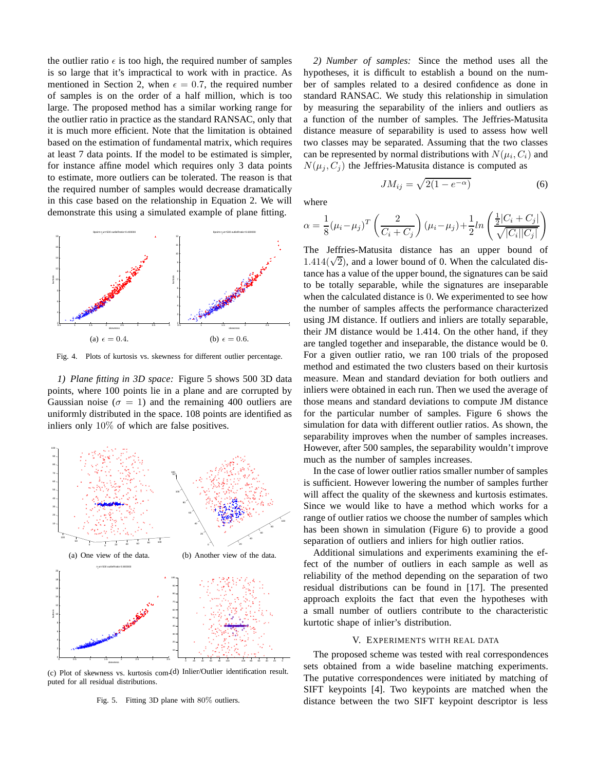the outlier ratio $\epsilon$ is too high, the required number of samples is so large that it's impractical to work with in practice. As mentioned in Section 2, when $\epsilon = 0.7$, the required number of samples is on the order of a half million, which is too large. The proposed method has a similar working range for the outlier ratio in practice as the standard RANSAC, only that it is much more efficient. Note that the limitation is obtained based on the estimation of fundamental matrix, which requires at least 7 data points. If the model to be estimated is simpler, for instance affine model which requires only 3 data points to estimate, more outliers can be tolerated. The reason is that the required number of samples would decrease dramatically in this case based on the relationship in Equation 2. We will demonstrate this using a simulated example of plane fitting.

(a) $\epsilon = 0.4$. (b) $\epsilon = 0.6$.

Fig. 4. Plots of kurtosis vs. skewness for different outlier percentage.

*1) Plane fitting in 3D space:* Figure 5 shows 500 3D data points, where 100 points lie in a plane and are corrupted by Gaussian noise ($\sigma = 1$) and the remaining 400 outliers are uniformly distributed in the space. 108 points are identified as inliers only $10\%$ of which are false positives.

(a) One view of the data. (b) Another view of the data.

(c) Plot of skewness vs. kurtosis computed for all residual distributions. (d) Inlier/Outlier identification result.

Fig. 5. Fitting 3D plane with $80\%$ outliers.

*2) Number of samples:* Since the method uses all the hypotheses, it is difficult to establish a bound on the number of samples related to a desired confidence as done in standard RANSAC. We study this relationship in simulation by measuring the separability of the inliers and outliers as a function of the number of samples. The Jeffries-Matusita distance measure of separability is used to assess how well two classes may be separated. Assuming that the two classes can be represented by normal distributions with $N(\mu_i, C_i)$ and $N(\mu_j, C_j)$ the Jeffries-Matusita distance is computed as

$$JM_{ij} = \sqrt{2(1 - e^{-\alpha})} \tag{6}$$

where

$$\alpha = \frac{1}{8}(\mu_i - \mu_j)^T \left( \frac{2}{C_i + C_j} \right) (\mu_i - \mu_j) + \frac{1}{2} ln \left( \frac{\frac{1}{2}|C_i + C_j|}{\sqrt{|C_i||C_j|}} \right)$$

The Jeffries-Matusita distance has an upper bound of $1.414(\sqrt{2})$, and a lower bound of 0. When the calculated distance has a value of the upper bound, the signatures can be said to be totally separable, while the signatures are inseparable when the calculated distance is $0$. We experimented to see how the number of samples affects the performance characterized using JM distance. If outliers and inliers are totally separable, their JM distance would be 1.414. On the other hand, if they are tangled together and inseparable, the distance would be 0. For a given outlier ratio, we ran 100 trials of the proposed method and estimated the two clusters based on their kurtosis measure. Mean and standard deviation for both outliers and inliers were obtained in each run. Then we used the average of those means and standard deviations to compute JM distance for the particular number of samples. Figure 6 shows the simulation for data with different outlier ratios. As shown, the separability improves when the number of samples increases. However, after 500 samples, the separability wouldn't improve much as the number of samples increases.

In the case of lower outlier ratios smaller number of samples is sufficient. However lowering the number of samples further will affect the quality of the skewness and kurtosis estimates. Since we would like to have a method which works for a range of outlier ratios we choose the number of samples which has been shown in simulation (Figure 6) to provide a good separation of outliers and inliers for high outlier ratios.

Additional simulations and experiments examining the effect of the number of outliers in each sample as well as reliability of the method depending on the separation of two residual distributions can be found in [17]. The presented approach exploits the fact that even the hypotheses with a small number of outliers contribute to the characteristic kurtotic shape of inlier's distribution.

## V. Experiments with Real Data

The proposed scheme was tested with real correspondences sets obtained from a wide baseline matching experiments. The putative correspondences were initiated by matching of SIFT keypoints [4]. Two keypoints are matched when the distance between the two SIFT keypoint descriptor is less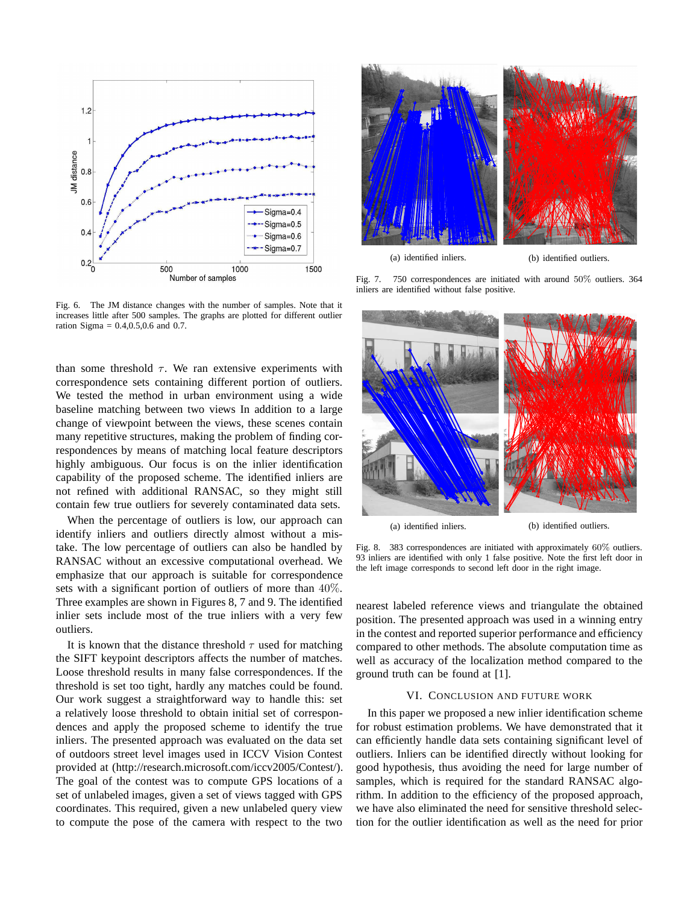Fig. 6. The JM distance changes with the number of samples. Note that it increases little after 500 samples. The graphs are plotted for different outlier ration Sigma = 0.4,0.5,0.6 and 0.7.

(a) identified inliers. (b) identified outliers.

Fig. 7. 750 correspondences are initiated with around 50% outliers. 364 inliers are identified without false positive.

(a) identified inliers. (b) identified outliers.

Fig. 8. 383 correspondences are initiated with approximately 60% outliers. 93 inliers are identified with only 1 false positive. Note the first left door in the left image corresponds to second left door in the right image.

than some threshold $\tau$. We ran extensive experiments with correspondence sets containing different portion of outliers. We tested the method in urban environment using a wide baseline matching between two views In addition to a large change of viewpoint between the views, these scenes contain many repetitive structures, making the problem of finding correspondences by means of matching local feature descriptors highly ambiguous. Our focus is on the inlier identification capability of the proposed scheme. The identified inliers are not refined with additional RANSAC, so they might still contain few true outliers for severely contaminated data sets.

When the percentage of outliers is low, our approach can identify inliers and outliers directly almost without a mistake. The low percentage of outliers can also be handled by RANSAC without an excessive computational overhead. We emphasize that our approach is suitable for correspondence sets with a significant portion of outliers of more than 40%. Three examples are shown in Figures 8, 7 and 9. The identified inlier sets include most of the true inliers with a very few outliers.

It is known that the distance threshold $\tau$ used for matching the SIFT keypoint descriptors affects the number of matches. Loose threshold results in many false correspondences. If the threshold is set too tight, hardly any matches could be found. Our work suggest a straightforward way to handle this: set a relatively loose threshold to obtain initial set of correspondences and apply the proposed scheme to identify the true inliers. The presented approach was evaluated on the data set of outdoors street level images used in ICCV Vision Contest provided at (http://research.microsoft.com/iccv2005/Contest/). The goal of the contest was to compute GPS locations of a set of unlabeled images, given a set of views tagged with GPS coordinates. This required, given a new unlabeled query view to compute the pose of the camera with respect to the two nearest labeled reference views and triangulate the obtained position. The presented approach was used in a winning entry in the contest and reported superior performance and efficiency compared to other methods. The absolute computation time as well as accuracy of the localization method compared to the ground truth can be found at [1].

## VI. Conclusion and Future Work

In this paper we proposed a new inlier identification scheme for robust estimation problems. We have demonstrated that it can efficiently handle data sets containing significant level of outliers. Inliers can be identified directly without looking for good hypothesis, thus avoiding the need for large number of samples, which is required for the standard RANSAC algorithm. In addition to the efficiency of the proposed approach, we have also eliminated the need for sensitive threshold selection for the outlier identification as well as the need for prior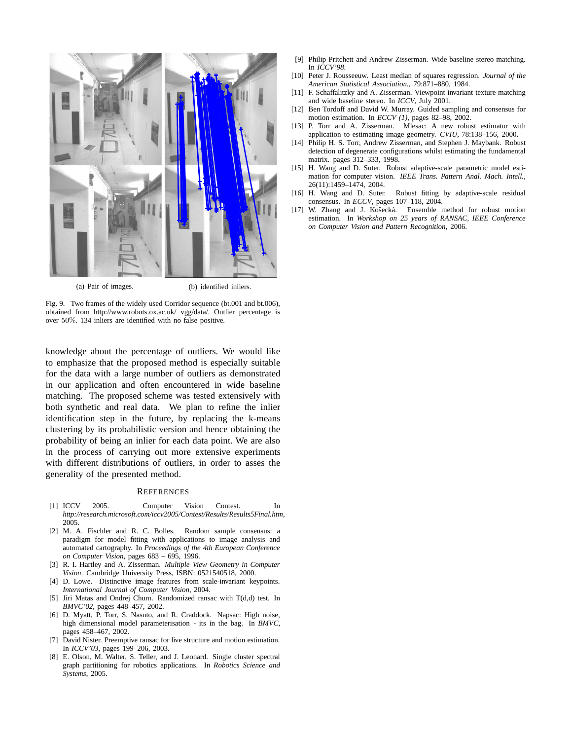(a) Pair of images. (b) identified inliers.

Fig. 9. Two frames of the widely used Corridor sequence (bt.001 and bt.006), obtained from http://www.robots.ox.ac.uk/ vgg/data/. Outlier percentage is over 50%. 134 inliers are identified with no false positive.

knowledge about the percentage of outliers. We would like to emphasize that the proposed method is especially suitable for the data with a large number of outliers as demonstrated in our application and often encountered in wide baseline matching. The proposed scheme was tested extensively with both synthetic and real data. We plan to refine the inlier identification step in the future, by replacing the k-means clustering by its probabilistic version and hence obtaining the probability of being an inlier for each data point. We are also in the process of carrying out more extensive experiments with different distributions of outliers, in order to asses the generality of the presented method.

## References

[1] ICCV 2005. Computer Vision Contest. In *http://research.microsoft.com/iccv2005/Contest/Results/Results5Final.htm*, 2005.

[2] M. A. Fischler and R. C. Bolles. Random sample consensus: a paradigm for model fitting with applications to image analysis and automated cartography. In *Proceedings of the 4th European Conference on Computer Vision*, pages 683 – 695, 1996.

[3] R. I. Hartley and A. Zisserman. *Multiple View Geometry in Computer Vision*. Cambridge University Press, ISBN: 0521540518, 2000.

[4] D. Lowe. Distinctive image features from scale-invariant keypoints. *International Journal of Computer Vision*, 2004.

[5] Jiri Matas and Ondrej Chum. Randomized ransac with T(d,d) test. In *BMVC'02*, pages 448–457, 2002.

[6] D. Myatt, P. Torr, S. Nasuto, and R. Craddock. Napsac: High noise, high dimensional model parameterisation - its in the bag. In *BMVC*, pages 458–467, 2002.

[7] David Nister. Preemptive ransac for live structure and motion estimation. In *ICCV'03*, pages 199–206, 2003.

[8] E. Olson, M. Walter, S. Teller, and J. Leonard. Single cluster spectral graph partitioning for robotics applications. In *Robotics Science and Systems*, 2005.

[9] Philip Pritchett and Andrew Zisserman. Wide baseline stereo matching. In *ICCV'98*.

[10] Peter J. Rousseeuw. Least median of squares regression. *Journal of the American Statistical Association.*, 79:871–880, 1984.

[11] F. Schaffalitzky and A. Zisserman. Viewpoint invariant texture matching and wide baseline stereo. In *ICCV*, July 2001.

[12] Ben Tordoff and David W. Murray. Guided sampling and consensus for motion estimation. In *ECCV (1)*, pages 82–98, 2002.

[13] P. Torr and A. Zisserman. Mlesac: A new robust estimator with application to estimating image geometry. *CVIU*, 78:138–156, 2000.

[14] Philip H. S. Torr, Andrew Zisserman, and Stephen J. Maybank. Robust detection of degenerate configurations whilst estimating the fundamental matrix. pages 312–333, 1998.

[15] H. Wang and D. Suter. Robust adaptive-scale parametric model estimation for computer vision. *IEEE Trans. Pattern Anal. Mach. Intell.*, 26(11):1459–1474, 2004.

[16] H. Wang and D. Suter. Robust fitting by adaptive-scale residual consensus. In *ECCV*, pages 107–118, 2004.

[17] W. Zhang and J. Košecká. Ensemble method for robust motion estimation. In *Workshop on 25 years of RANSAC, IEEE Conference on Computer Vision and Pattern Recognition*, 2006.